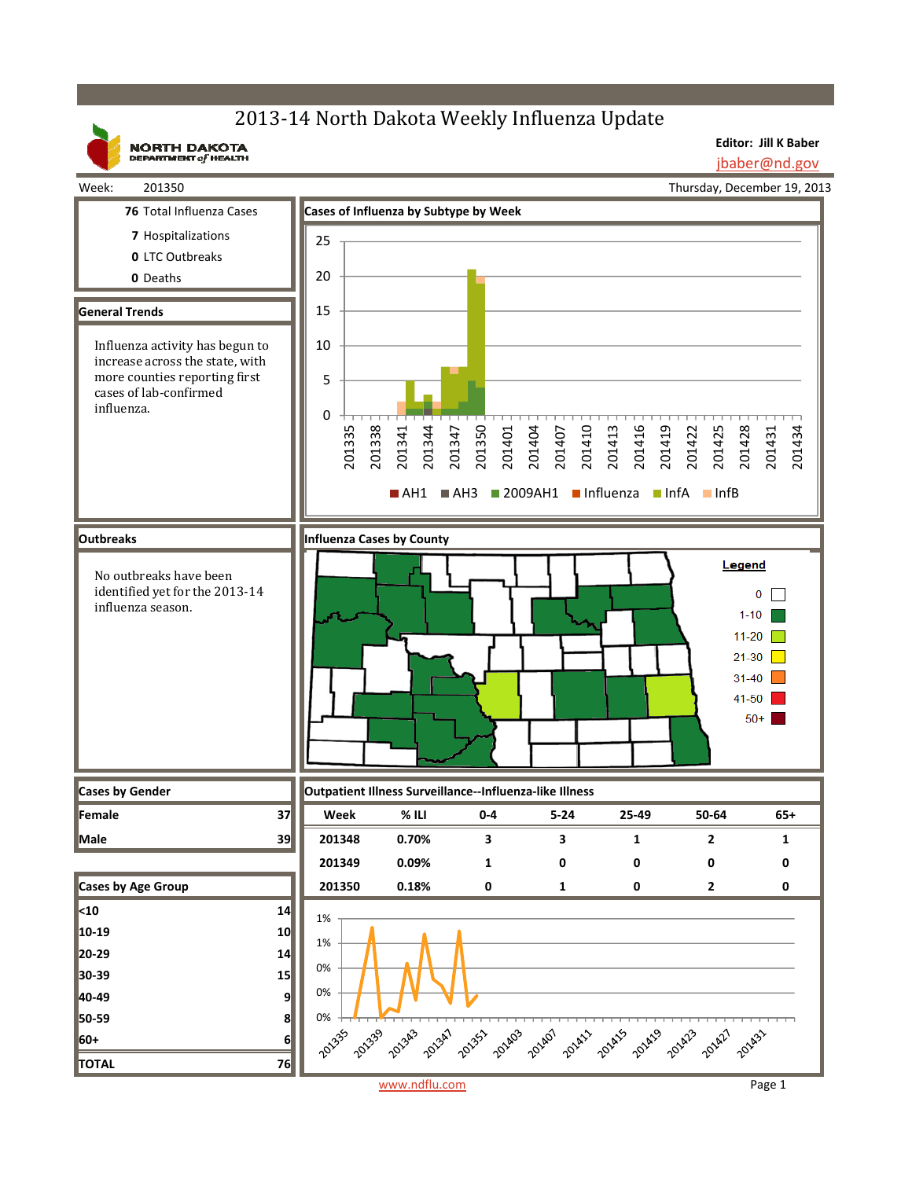# 2013-14 North Dakota Weekly Influenza Update

NORTH DAKOTA DEPARTMENT of HEALTH

**Editor: Jill K Baber**
jbaber@nd.gov

Week: 201350 — Thursday, December 19, 2013

| | |
|---|---|
| **76** | Total Influenza Cases |
| **7** | Hospitalizations |
| **0** | LTC Outbreaks |
| **0** | Deaths |

## General Trends

Influenza activity has begun to increase across the state, with more counties reporting first cases of lab-confirmed influenza.

## Cases of Influenza by Subtype by Week

Legend: AH1, AH3, 2009AH1, Influenza, InfA, InfB

## Outbreaks

No outbreaks have been identified yet for the 2013-14 influenza season.

## Influenza Cases by County

Legend: 0; 1-10; 11-20; 21-30; 31-40; 41-50; 50+

## Cases by Gender

| | |
|---|---|
| **Female** | 37 |
| **Male** | 39 |

## Cases by Age Group

| | |
|---|---|
| **<10** | 14 |
| **10-19** | 10 |
| **20-29** | 14 |
| **30-39** | 15 |
| **40-49** | 9 |
| **50-59** | 8 |
| **60+** | 6 |
| **TOTAL** | 76 |

## Outpatient Illness Surveillance--Influenza-like Illness

| Week | % ILI | 0-4 | 5-24 | 25-49 | 50-64 | 65+ |
|---|---|---|---|---|---|---|
| 201348 | 0.70% | 3 | 3 | 1 | 2 | 1 |
| 201349 | 0.09% | 1 | 0 | 0 | 0 | 0 |
| 201350 | 0.18% | 0 | 1 | 0 | 2 | 0 |

www.ndflu.com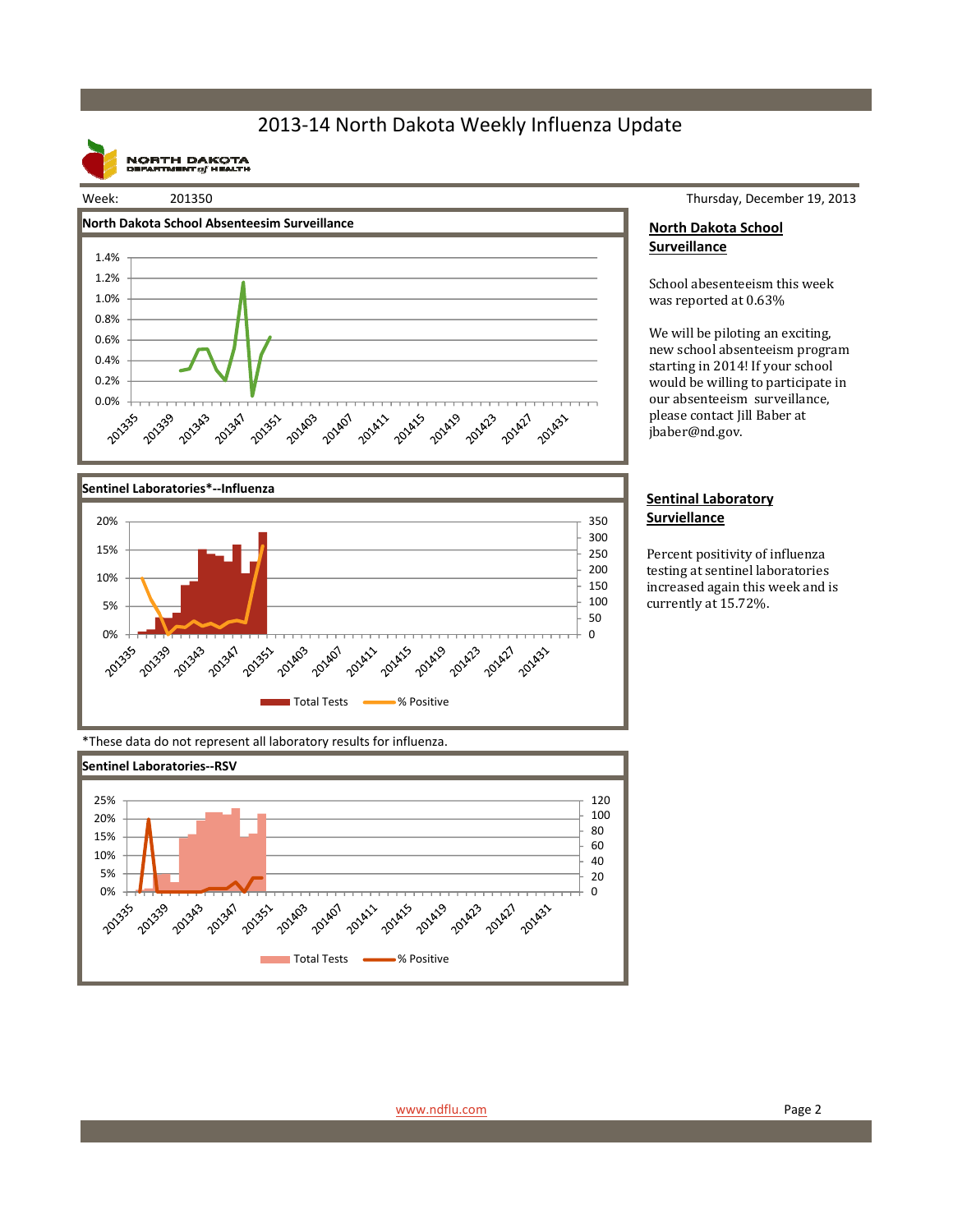# 2013-14 North Dakota Weekly Influenza Update

NORTH DAKOTA DEPARTMENT of HEALTH

Week: 201350

Thursday, December 19, 2013

## North Dakota School Absenteesim Surveillance

1.4%
1.2%
1.0%
0.8%
0.6%
0.4%
0.2%
0.0%

201335 201339 201343 201347 201351 201403 201407 201411 201415 201419 201423 201427 201431

## North Dakota School Surveillance

School abesenteeism this week was reported at 0.63%

We will be piloting an exciting, new school absenteeism program starting in 2014! If your school would be willing to participate in our absenteeism surveillance, please contact Jill Baber at jbaber@nd.gov.

## Sentinel Laboratories*--Influenza

20%
15%
10%
5%
0%

350
300
250
200
150
100
50
0

201335 201339 201343 201347 201351 201403 201407 201411 201415 201419 201423 201427 201431

Total Tests
% Positive

*These data do not represent all laboratory results for influenza.

## Sentinal Laboratory Surviellance

Percent positivity of influenza testing at sentinel laboratories increased again this week and is currently at 15.72%.

## Sentinel Laboratories--RSV

25%
20%
15%
10%
5%
0%

120
100
80
60
40
20
0

201335 201339 201343 201347 201351 201403 201407 201411 201415 201419 201423 201427 201431

Total Tests
% Positive

www.ndflu.com